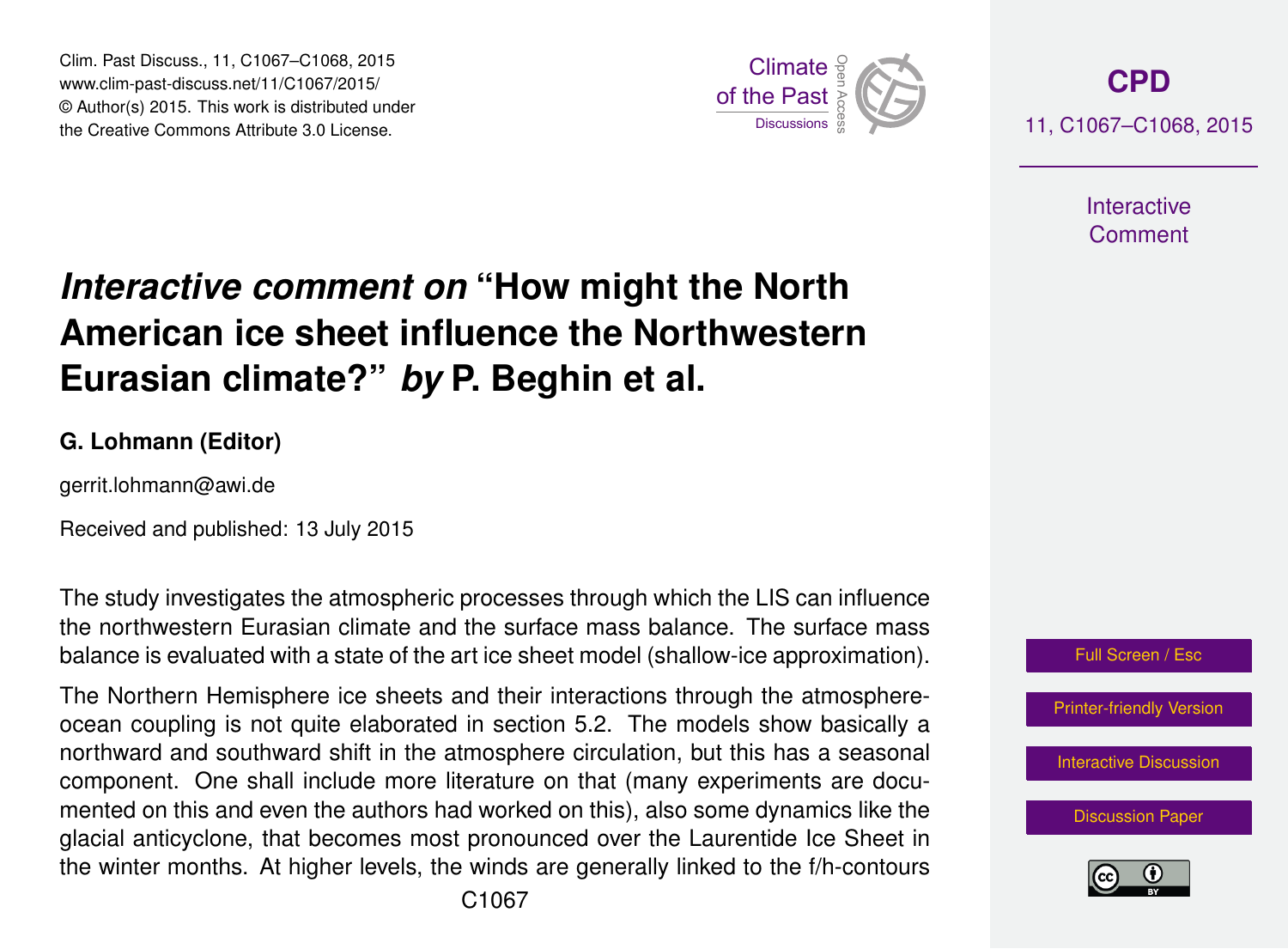# *Interactive comment on* "How might the North American ice sheet influence the Northwestern Eurasian climate?" *by* P. Beghin et al.

**G. Lohmann (Editor)**

gerrit.lohmann@awi.de

Received and published: 13 July 2015

The study investigates the atmospheric processes through which the LIS can influence the northwestern Eurasian climate and the surface mass balance. The surface mass balance is evaluated with a state of the art ice sheet model (shallow-ice approximation).

The Northern Hemisphere ice sheets and their interactions through the atmosphere-ocean coupling is not quite elaborated in section 5.2. The models show basically a northward and southward shift in the atmosphere circulation, but this has a seasonal component. One shall include more literature on that (many experiments are documented on this and even the authors had worked on this), also some dynamics like the glacial anticyclone, that becomes most pronounced over the Laurentide Ice Sheet in the winter months. At higher levels, the winds are generally linked to the f/h-contours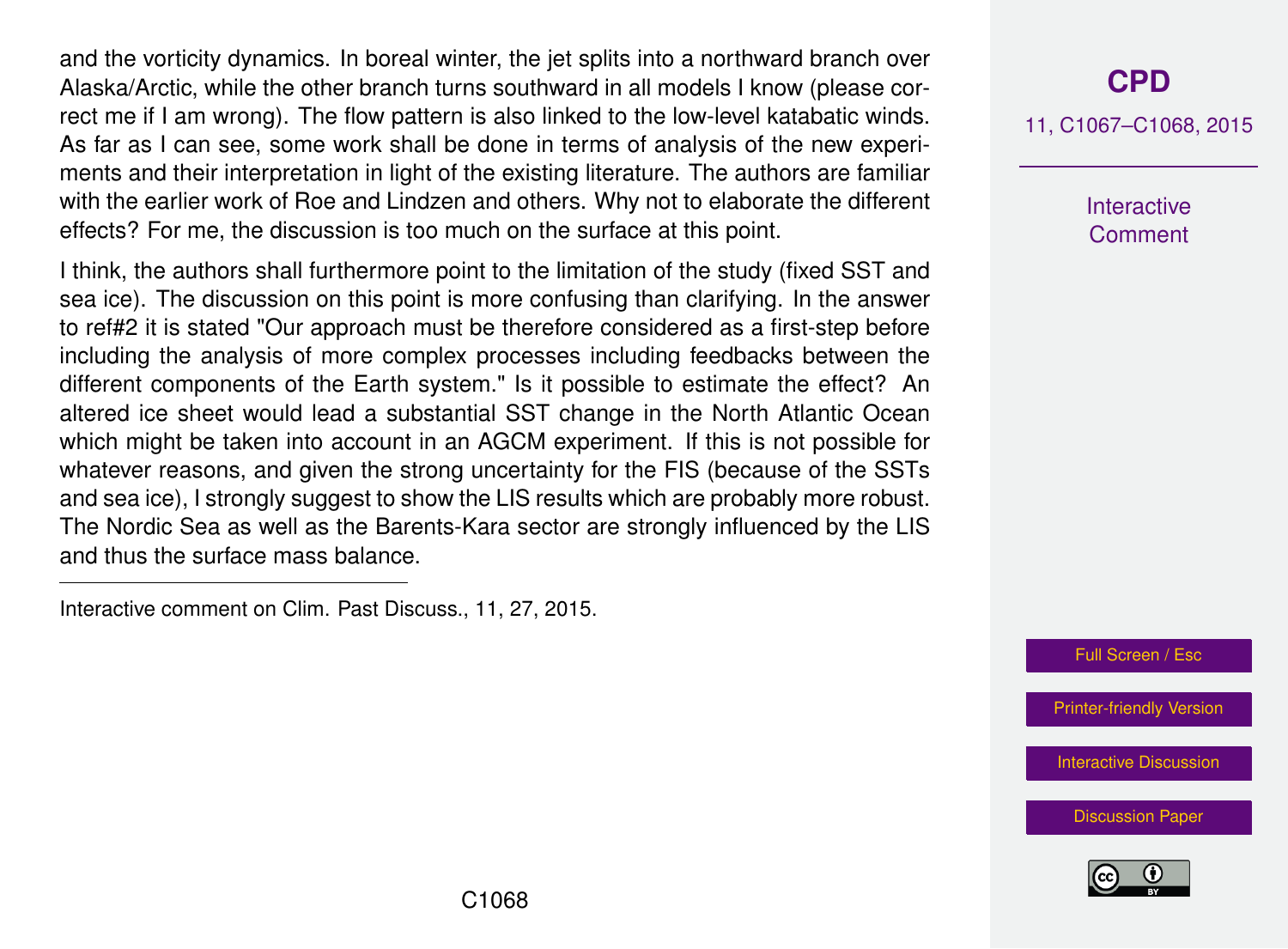and the vorticity dynamics. In boreal winter, the jet splits into a northward branch over Alaska/Arctic, while the other branch turns southward in all models I know (please correct me if I am wrong). The flow pattern is also linked to the low-level katabatic winds. As far as I can see, some work shall be done in terms of analysis of the new experiments and their interpretation in light of the existing literature. The authors are familiar with the earlier work of Roe and Lindzen and others. Why not to elaborate the different effects? For me, the discussion is too much on the surface at this point.

I think, the authors shall furthermore point to the limitation of the study (fixed SST and sea ice). The discussion on this point is more confusing than clarifying. In the answer to ref#2 it is stated "Our approach must be therefore considered as a first-step before including the analysis of more complex processes including feedbacks between the different components of the Earth system." Is it possible to estimate the effect? An altered ice sheet would lead a substantial SST change in the North Atlantic Ocean which might be taken into account in an AGCM experiment. If this is not possible for whatever reasons, and given the strong uncertainty for the FIS (because of the SSTs and sea ice), I strongly suggest to show the LIS results which are probably more robust. The Nordic Sea as well as the Barents-Kara sector are strongly influenced by the LIS and thus the surface mass balance.

---

Interactive comment on Clim. Past Discuss., 11, 27, 2015.